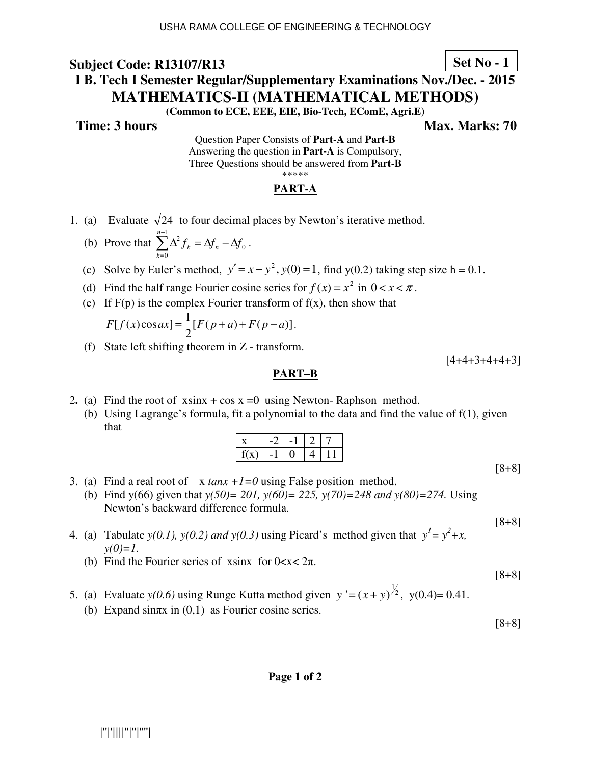USHA RAMA COLLEGE OF ENGINEERING & TECHNOLOGY

**Subject Code: R13107/R13** **Set No - 1**

## I B. Tech I Semester Regular/Supplementary Examinations Nov./Dec. - 2015

## MATHEMATICS-II (MATHEMATICAL METHODS)

**(Common to ECE, EEE, EIE, Bio-Tech, EComE, Agri.E)**

**Time: 3 hours** **Max. Marks: 70**

Question Paper Consists of **Part-A** and **Part-B**
Answering the question in **Part-A** is Compulsory,
Three Questions should be answered from **Part-B**

*****

### PART-A

1. (a) Evaluate $\sqrt{24}$ to four decimal places by Newton's iterative method.

   (b) Prove that $\sum_{k=0}^{n-1} \Delta^2 f_k = \Delta f_n - \Delta f_0$.

   (c) Solve by Euler's method, $y' = x - y^2$, $y(0) = 1$, find y(0.2) taking step size h = 0.1.

   (d) Find the half range Fourier cosine series for $f(x) = x^2$ in $0 < x < \pi$.

   (e) If F(p) is the complex Fourier transform of f(x), then show that

   $F[f(x)\cos ax] = \frac{1}{2}[F(p+a) + F(p-a)]$.

   (f) State left shifting theorem in Z - transform.

[4+4+3+4+4+3]

### PART–B

2. (a) Find the root of xsinx + cos x =0 using Newton- Raphson method.

   (b) Using Lagrange's formula, fit a polynomial to the data and find the value of f(1), given that

| x | -2 | -1 | 2 | 7 |
|---|---|---|---|---|
| f(x) | -1 | 0 | 4 | 11 |

[8+8]

3. (a) Find a real root of x *tanx +1=0* using False position method.

   (b) Find y(66) given that *y(50)= 201, y(60)= 225, y(70)=248 and y(80)=274.* Using Newton's backward difference formula.

[8+8]

4. (a) Tabulate *y(0.1), y(0.2) and y(0.3)* using Picard's method given that $y^1 = y^2 + x$, *y(0)=1.*

   (b) Find the Fourier series of xsinx for 0<x< 2π.

[8+8]

5. (a) Evaluate *y(0.6)* using Runge Kutta method given $y' = (x+y)^{1/2}$, y(0.4)= 0.41.

   (b) Expand sinπx in (0,1) as Fourier cosine series.

[8+8]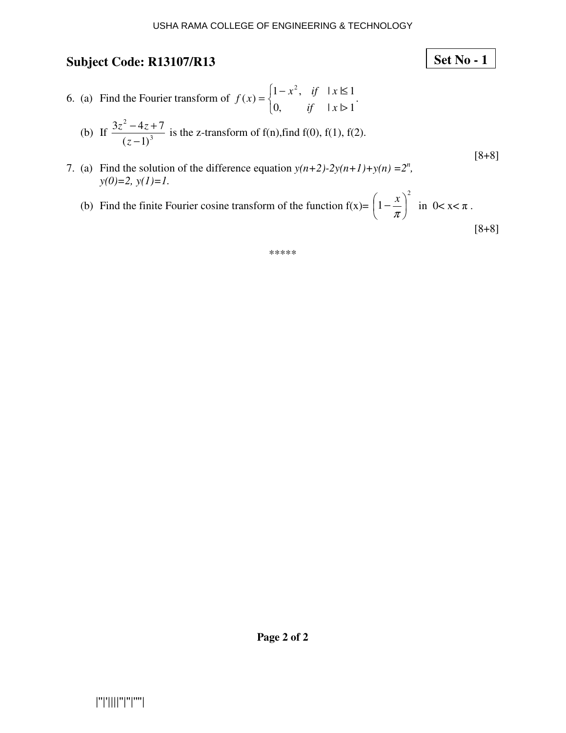**Subject Code: R13107/R13**

**Set No - 1**

6. (a) Find the Fourier transform of $f(x)=\begin{cases}1-x^2, & if \quad |x|\leq 1\\ 0, & if \quad |x|>1\end{cases}$.

   (b) If $\dfrac{3z^2-4z+7}{(z-1)^3}$ is the z-transform of f(n),find f(0), f(1), f(2).

[8+8]

7. (a) Find the solution of the difference equation $y(n+2)-2y(n+1)+y(n)=2^n$, $y(0)=2$, $y(1)=1$.

   (b) Find the finite Fourier cosine transform of the function f(x)= $\left(1-\dfrac{x}{\pi}\right)^2$ in $0< x< \pi$ .

[8+8]

*****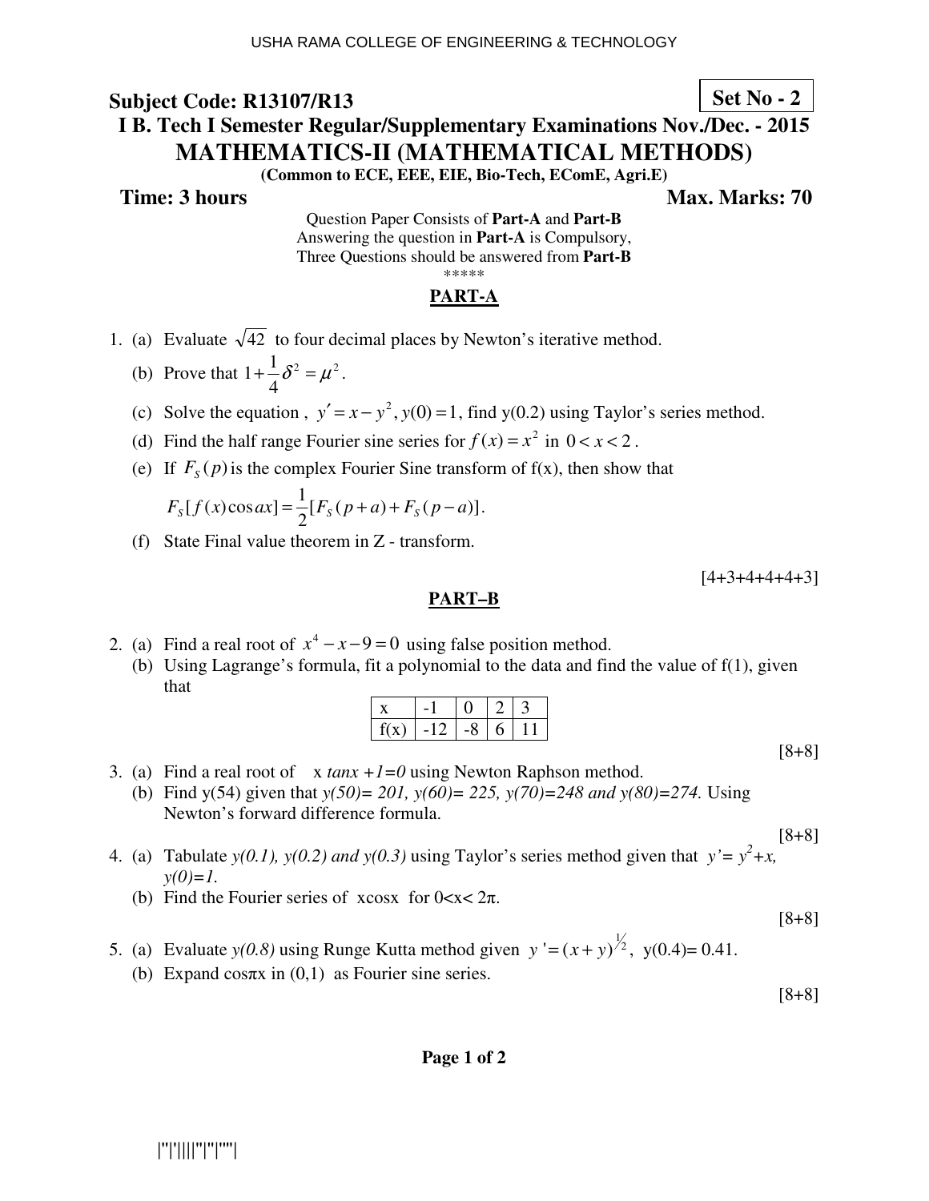USHA RAMA COLLEGE OF ENGINEERING & TECHNOLOGY

**Subject Code: R13107/R13** **Set No - 2**

## I B. Tech I Semester Regular/Supplementary Examinations Nov./Dec. - 2015

# MATHEMATICS-II (MATHEMATICAL METHODS)

**(Common to ECE, EEE, EIE, Bio-Tech, EComE, Agri.E)**

**Time: 3 hours** **Max. Marks: 70**

Question Paper Consists of **Part-A** and **Part-B**
Answering the question in **Part-A** is Compulsory,
Three Questions should be answered from **Part-B**

*****

## PART-A

1. (a) Evaluate $\sqrt{42}$ to four decimal places by Newton's iterative method.

   (b) Prove that $1+\frac{1}{4}\delta^2 = \mu^2$.

   (c) Solve the equation , $y' = x - y^2$, $y(0) = 1$, find y(0.2) using Taylor's series method.

   (d) Find the half range Fourier sine series for $f(x) = x^2$ in $0 < x < 2$.

   (e) If $F_S(p)$ is the complex Fourier Sine transform of f(x), then show that

   $F_S[f(x)\cos ax] = \frac{1}{2}[F_S(p+a) + F_S(p-a)]$.

   (f) State Final value theorem in Z - transform.

[4+3+4+4+4+3]

## PART–B

2. (a) Find a real root of $x^4 - x - 9 = 0$ using false position method.

   (b) Using Lagrange's formula, fit a polynomial to the data and find the value of f(1), given that

| x | -1 | 0 | 2 | 3 |
|---|---|---|---|---|
| f(x) | -12 | -8 | 6 | 11 |

[8+8]

3. (a) Find a real root of x *tanx +1=0* using Newton Raphson method.

   (b) Find y(54) given that *y(50)= 201, y(60)= 225, y(70)=248 and y(80)=274.* Using Newton's forward difference formula.

[8+8]

4. (a) Tabulate *y(0.1), y(0.2) and y(0.3)* using Taylor's series method given that $y' = y^2 + x$, *y(0)=1.*

   (b) Find the Fourier series of xcosx for 0<x< 2π.

[8+8]

5. (a) Evaluate *y(0.8)* using Runge Kutta method given $y' = (x+y)^{1/2}$, y(0.4)= 0.41.

   (b) Expand cosπx in (0,1) as Fourier sine series.

[8+8]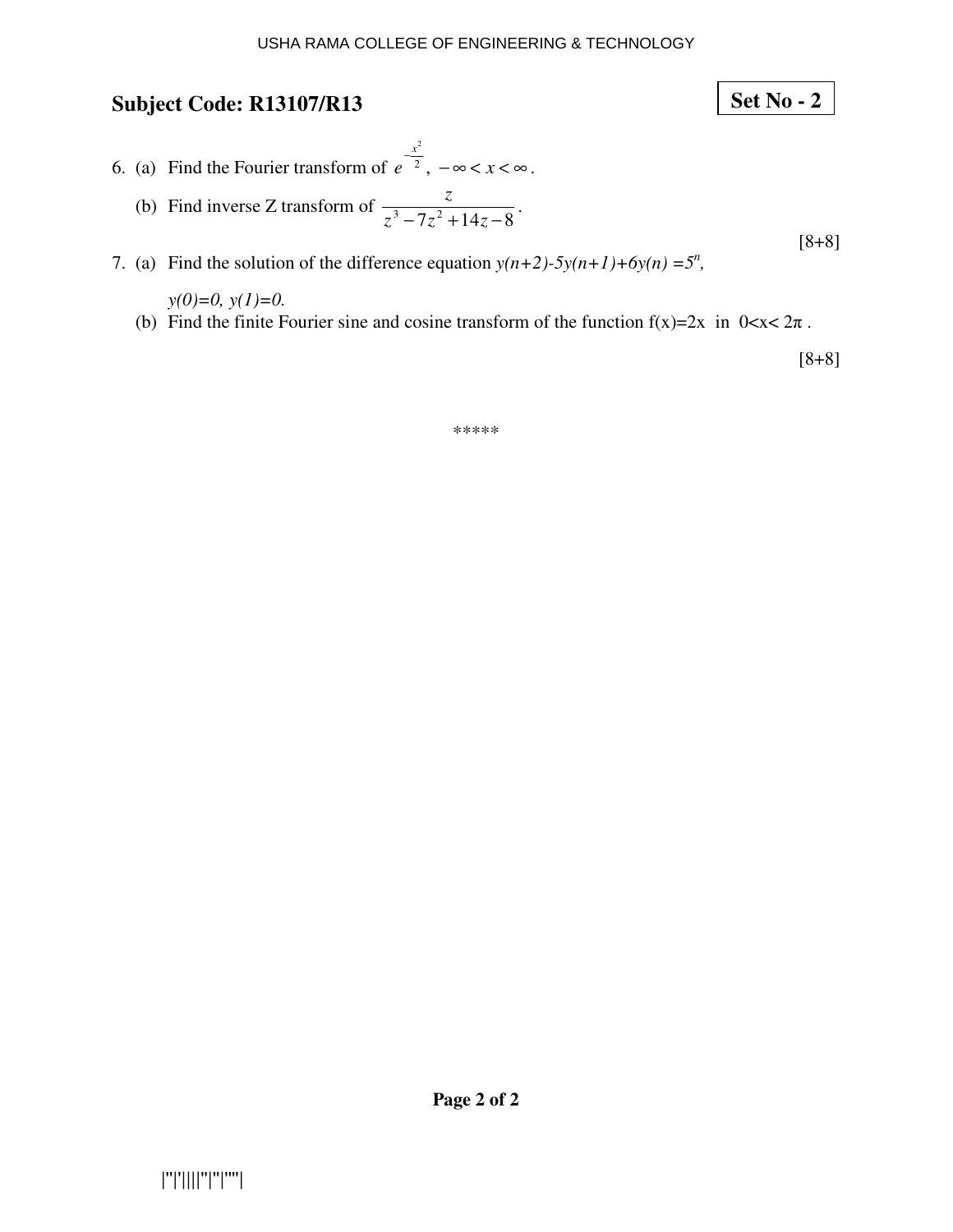## Subject Code: R13107/R13

**Set No - 2**

6. (a) Find the Fourier transform of $e^{-\frac{x^2}{2}}$, $-\infty < x < \infty$.

   (b) Find inverse Z transform of $\dfrac{z}{z^3 - 7z^2 + 14z - 8}$.

[8+8]

7. (a) Find the solution of the difference equation $y(n+2)-5y(n+1)+6y(n) = 5^n$, $y(0)=0,\ y(1)=0$.

   (b) Find the finite Fourier sine and cosine transform of the function $f(x)=2x$ in $0<x<2\pi$.

[8+8]

\*\*\*\*\*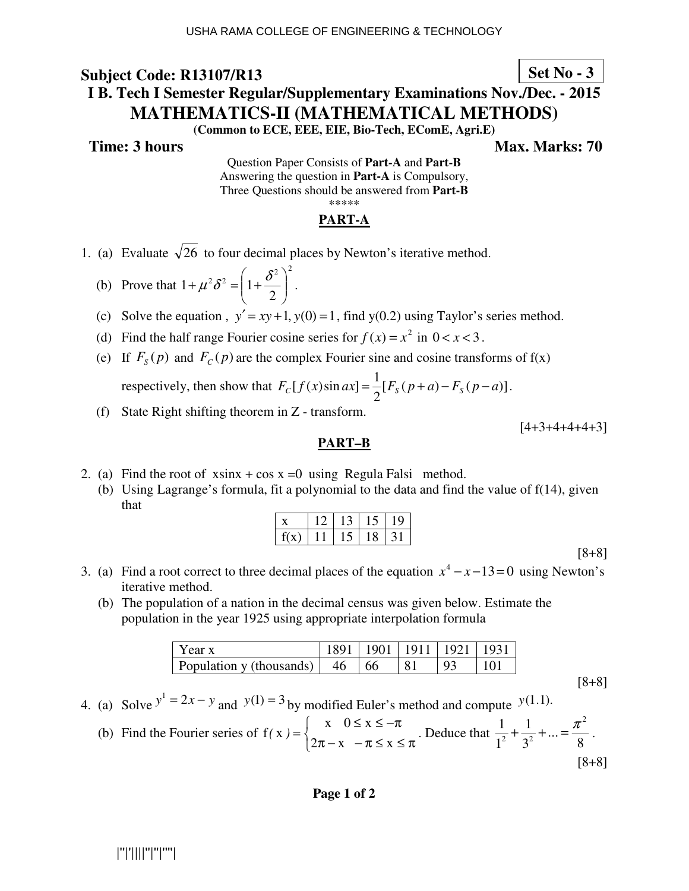USHA RAMA COLLEGE OF ENGINEERING & TECHNOLOGY

**Subject Code: R13107/R13** **Set No - 3**

## I B. Tech I Semester Regular/Supplementary Examinations Nov./Dec. - 2015

# MATHEMATICS-II (MATHEMATICAL METHODS)

**(Common to ECE, EEE, EIE, Bio-Tech, EComE, Agri.E)**

**Time: 3 hours** **Max. Marks: 70**

Question Paper Consists of **Part-A** and **Part-B**
Answering the question in **Part-A** is Compulsory,
Three Questions should be answered from **Part-B**

*****

## PART-A

1. (a) Evaluate $\sqrt{26}$ to four decimal places by Newton's iterative method.

   (b) Prove that $1+\mu^2\delta^2 = \left(1+\frac{\delta^2}{2}\right)^2$.

   (c) Solve the equation , $y' = xy+1, y(0)=1$, find y(0.2) using Taylor's series method.

   (d) Find the half range Fourier cosine series for $f(x) = x^2$ in $0 < x < 3$.

   (e) If $F_S(p)$ and $F_C(p)$ are the complex Fourier sine and cosine transforms of f(x) respectively, then show that $F_C[f(x)\sin ax] = \frac{1}{2}[F_S(p+a) - F_S(p-a)]$.

   (f) State Right shifting theorem in Z - transform.

[4+3+4+4+4+3]

## PART–B

2. (a) Find the root of xsinx + cos x =0 using Regula Falsi method.

   (b) Using Lagrange's formula, fit a polynomial to the data and find the value of f(14), given that

| x | 12 | 13 | 15 | 19 |
|---|---|---|---|---|
| f(x) | 11 | 15 | 18 | 31 |

[8+8]

3. (a) Find a root correct to three decimal places of the equation $x^4 - x - 13 = 0$ using Newton's iterative method.

   (b) The population of a nation in the decimal census was given below. Estimate the population in the year 1925 using appropriate interpolation formula

| Year x | 1891 | 1901 | 1911 | 1921 | 1931 |
|---|---|---|---|---|---|
| Population y (thousands) | 46 | 66 | 81 | 93 | 101 |

[8+8]

4. (a) Solve $y^1 = 2x - y$ and $y(1) = 3$ by modified Euler's method and compute $y(1.1)$.

   (b) Find the Fourier series of $f(x) = \begin{cases} x & 0 \le x \le -\pi \\ 2\pi - x & -\pi \le x \le \pi \end{cases}$. Deduce that $\frac{1}{1^2} + \frac{1}{3^2} + \ldots = \frac{\pi^2}{8}$.

[8+8]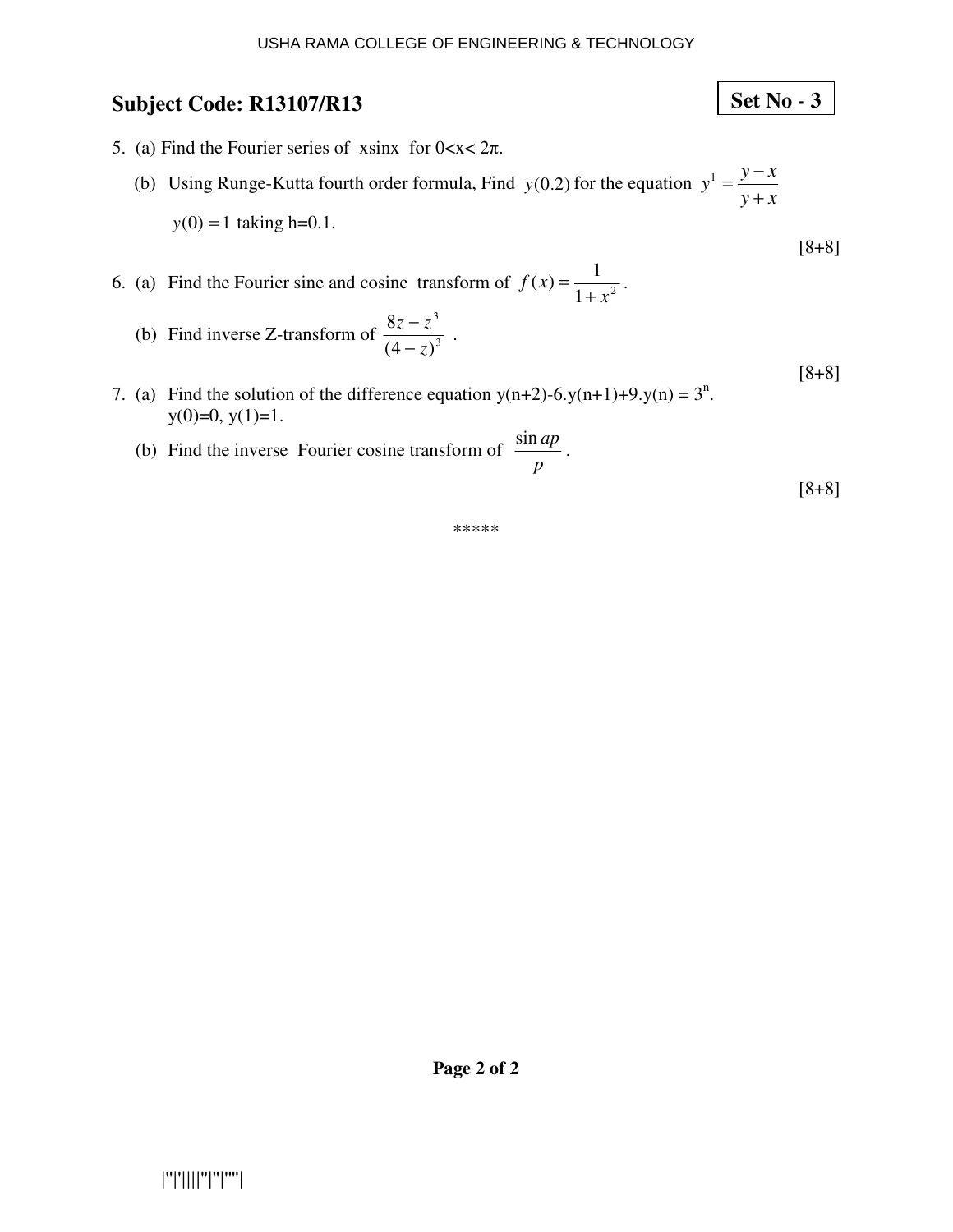## Subject Code: R13107/R13

**Set No - 3**

5. (a) Find the Fourier series of xsinx for $0<x<2\pi$.

   (b) Using Runge-Kutta fourth order formula, Find $y(0.2)$ for the equation $y^1 = \dfrac{y-x}{y+x}$ $y(0) = 1$ taking h=0.1.

[8+8]

6. (a) Find the Fourier sine and cosine transform of $f(x) = \dfrac{1}{1+x^2}$.

   (b) Find inverse Z-transform of $\dfrac{8z - z^3}{(4-z)^3}$ .

[8+8]

7. (a) Find the solution of the difference equation $y(n+2)-6.y(n+1)+9.y(n) = 3^n$. $y(0)=0$, $y(1)=1$.

   (b) Find the inverse Fourier cosine transform of $\dfrac{\sin ap}{p}$.

[8+8]

\*\*\*\*\*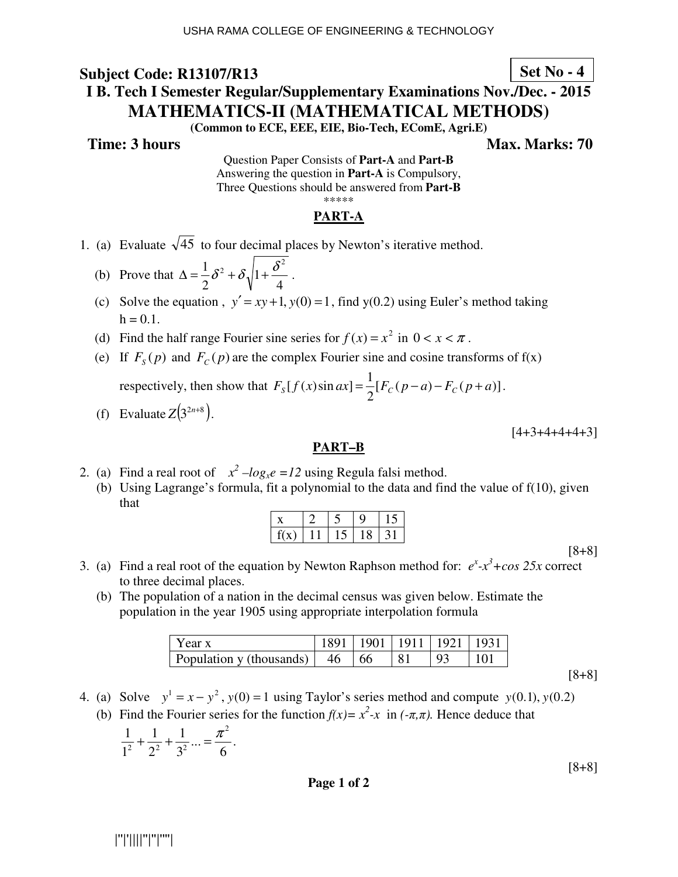**Subject Code: R13107/R13** **Set No - 4**

**I B. Tech I Semester Regular/Supplementary Examinations Nov./Dec. - 2015**

# MATHEMATICS-II (MATHEMATICAL METHODS)

**(Common to ECE, EEE, EIE, Bio-Tech, EComE, Agri.E)**

**Time: 3 hours** **Max. Marks: 70**

Question Paper Consists of **Part-A** and **Part-B**
Answering the question in **Part-A** is Compulsory,
Three Questions should be answered from **Part-B**
\*\*\*\*\*

## PART-A

1. (a) Evaluate $\sqrt{45}$ to four decimal places by Newton's iterative method.
   (b) Prove that $\Delta = \frac{1}{2}\delta^2 + \delta\sqrt{1+\frac{\delta^2}{4}}$ .
   (c) Solve the equation , $y' = xy + 1, y(0) = 1$, find y(0.2) using Euler's method taking h = 0.1.
   (d) Find the half range Fourier sine series for $f(x) = x^2$ in $0 < x < \pi$ .
   (e) If $F_S(p)$ and $F_C(p)$ are the complex Fourier sine and cosine transforms of f(x) respectively, then show that $F_S[f(x)\sin ax] = \frac{1}{2}[F_C(p-a) - F_C(p+a)]$.
   (f) Evaluate $Z\left(3^{2n+8}\right)$.

[4+3+4+4+4+3]

## PART–B

2. (a) Find a real root of $x^2 - log_x e = 12$ using Regula falsi method.
   (b) Using Lagrange's formula, fit a polynomial to the data and find the value of f(10), given that

| x | 2 | 5 | 9 | 15 |
|---|---|---|---|---|
| f(x) | 11 | 15 | 18 | 31 |

[8+8]

3. (a) Find a real root of the equation by Newton Raphson method for: $e^x - x^3 + \cos 25x$ correct to three decimal places.
   (b) The population of a nation in the decimal census was given below. Estimate the population in the year 1905 using appropriate interpolation formula

| Year x | 1891 | 1901 | 1911 | 1921 | 1931 |
|---|---|---|---|---|---|
| Population y (thousands) | 46 | 66 | 81 | 93 | 101 |

[8+8]

4. (a) Solve $y^1 = x - y^2$, $y(0) = 1$ using Taylor's series method and compute $y(0.1), y(0.2)$
   (b) Find the Fourier series for the function $f(x) = x^2 - x$ in $(-\pi,\pi)$. Hence deduce that $\frac{1}{1^2} + \frac{1}{2^2} + \frac{1}{3^2} ... = \frac{\pi^2}{6}$.

[8+8]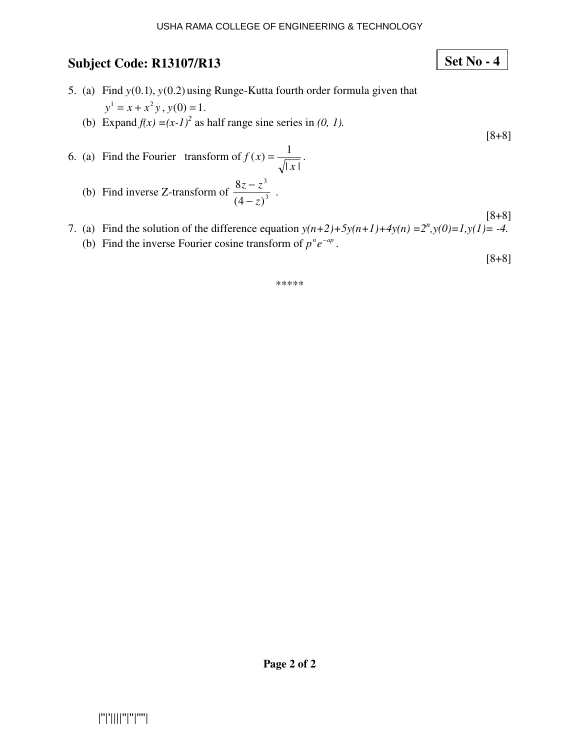## Subject Code: R13107/R13

**Set No - 4**

5. (a) Find $y(0.1)$, $y(0.2)$ using Runge-Kutta fourth order formula given that $y^1 = x + x^2 y$, $y(0) = 1$.

   (b) Expand $f(x) = (x-1)^2$ as half range sine series in *(0, 1).*

[8+8]

6. (a) Find the Fourier transform of $f(x) = \dfrac{1}{\sqrt{|x|}}$.

   (b) Find inverse Z-transform of $\dfrac{8z - z^3}{(4-z)^3}$.

[8+8]

7. (a) Find the solution of the difference equation $y(n+2)+5y(n+1)+4y(n) = 2^n, y(0)=1, y(1)= -4.$

   (b) Find the inverse Fourier cosine transform of $p^n e^{-ap}$.

[8+8]

*****